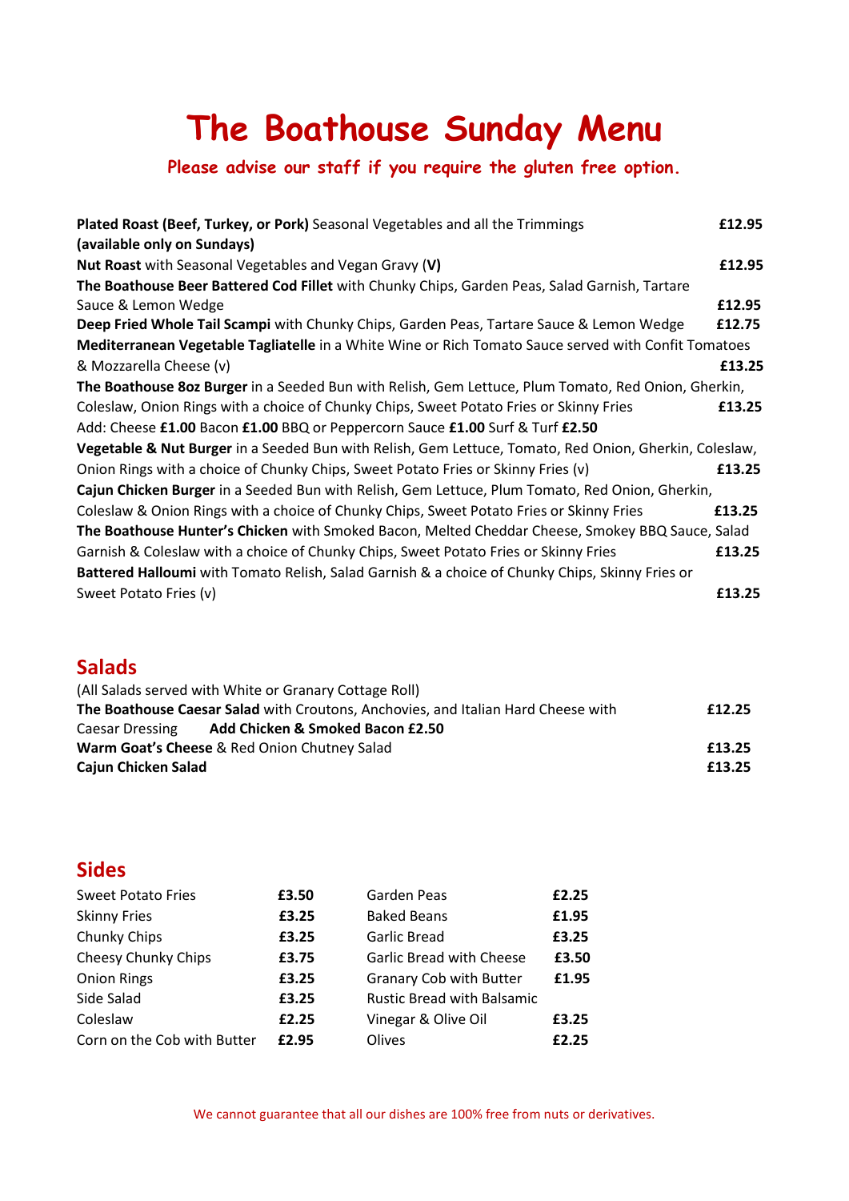# The Boathouse Sunday Menu

**Please advise our staff if you require the gluten free option.**

| | |
|---|---|
| **Plated Roast (Beef, Turkey, or Pork)** Seasonal Vegetables and all the Trimmings **(available only on Sundays)** | **£12.95** |
| **Nut Roast** with Seasonal Vegetables and Vegan Gravy (**V**) | **£12.95** |
| **The Boathouse Beer Battered Cod Fillet** with Chunky Chips, Garden Peas, Salad Garnish, Tartare Sauce & Lemon Wedge | **£12.95** |
| **Deep Fried Whole Tail Scampi** with Chunky Chips, Garden Peas, Tartare Sauce & Lemon Wedge | **£12.75** |
| **Mediterranean Vegetable Tagliatelle** in a White Wine or Rich Tomato Sauce served with Confit Tomatoes & Mozzarella Cheese (v) | **£13.25** |
| **The Boathouse 8oz Burger** in a Seeded Bun with Relish, Gem Lettuce, Plum Tomato, Red Onion, Gherkin, Coleslaw, Onion Rings with a choice of Chunky Chips, Sweet Potato Fries or Skinny Fries | **£13.25** |
| Add: Cheese **£1.00** Bacon **£1.00** BBQ or Peppercorn Sauce **£1.00** Surf & Turf **£2.50** | |
| **Vegetable & Nut Burger** in a Seeded Bun with Relish, Gem Lettuce, Tomato, Red Onion, Gherkin, Coleslaw, Onion Rings with a choice of Chunky Chips, Sweet Potato Fries or Skinny Fries (v) | **£13.25** |
| **Cajun Chicken Burger** in a Seeded Bun with Relish, Gem Lettuce, Plum Tomato, Red Onion, Gherkin, Coleslaw & Onion Rings with a choice of Chunky Chips, Sweet Potato Fries or Skinny Fries | **£13.25** |
| **The Boathouse Hunter's Chicken** with Smoked Bacon, Melted Cheddar Cheese, Smokey BBQ Sauce, Salad Garnish & Coleslaw with a choice of Chunky Chips, Sweet Potato Fries or Skinny Fries | **£13.25** |
| **Battered Halloumi** with Tomato Relish, Salad Garnish & a choice of Chunky Chips, Skinny Fries or Sweet Potato Fries (v) | **£13.25** |

## Salads

(All Salads served with White or Granary Cottage Roll)

| | |
|---|---|
| **The Boathouse Caesar Salad** with Croutons, Anchovies, and Italian Hard Cheese with Caesar Dressing **Add Chicken & Smoked Bacon £2.50** | **£12.25** |
| **Warm Goat's Cheese** & Red Onion Chutney Salad | **£13.25** |
| **Cajun Chicken Salad** | **£13.25** |

## Sides

| | | | |
|---|---|---|---|
| Sweet Potato Fries | **£3.50** | Garden Peas | **£2.25** |
| Skinny Fries | **£3.25** | Baked Beans | **£1.95** |
| Chunky Chips | **£3.25** | Garlic Bread | **£3.25** |
| Cheesy Chunky Chips | **£3.75** | Garlic Bread with Cheese | **£3.50** |
| Onion Rings | **£3.25** | Granary Cob with Butter | **£1.95** |
| Side Salad | **£3.25** | Rustic Bread with Balsamic Vinegar & Olive Oil | **£3.25** |
| Coleslaw | **£2.25** | Olives | **£2.25** |
| Corn on the Cob with Butter | **£2.95** | | |

We cannot guarantee that all our dishes are 100% free from nuts or derivatives.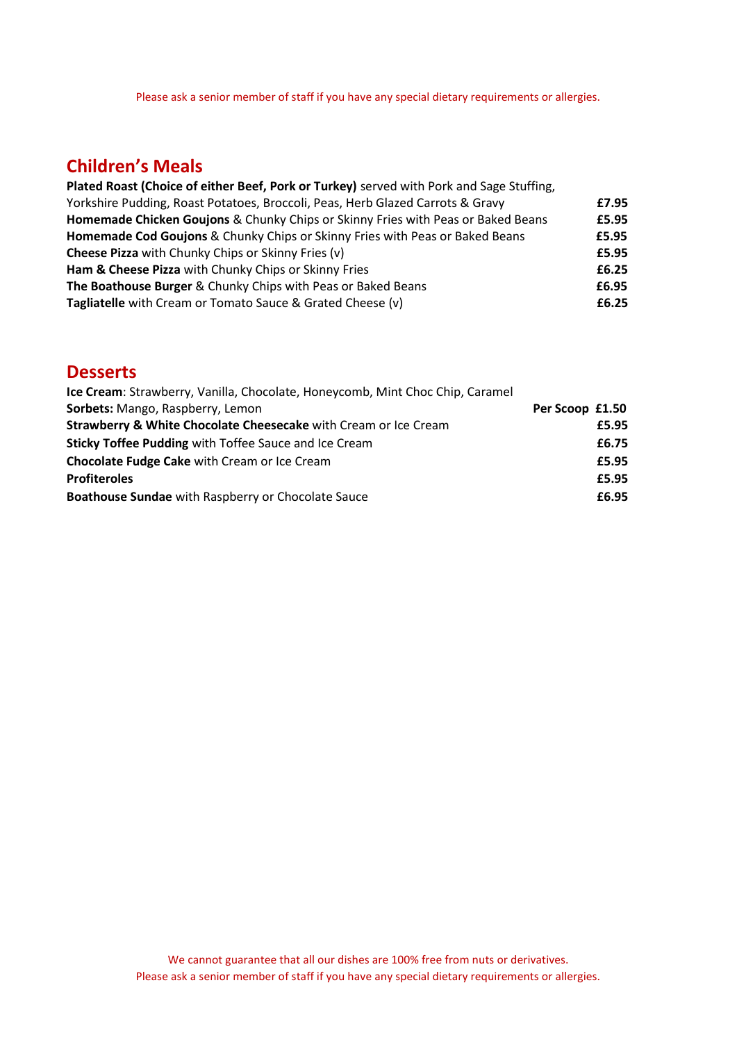Please ask a senior member of staff if you have any special dietary requirements or allergies.

## Children's Meals

| | |
|---|---|
| **Plated Roast (Choice of either Beef, Pork or Turkey)** served with Pork and Sage Stuffing, Yorkshire Pudding, Roast Potatoes, Broccoli, Peas, Herb Glazed Carrots & Gravy | **£7.95** |
| **Homemade Chicken Goujons** & Chunky Chips or Skinny Fries with Peas or Baked Beans | **£5.95** |
| **Homemade Cod Goujons** & Chunky Chips or Skinny Fries with Peas or Baked Beans | **£5.95** |
| **Cheese Pizza** with Chunky Chips or Skinny Fries (v) | **£5.95** |
| **Ham & Cheese Pizza** with Chunky Chips or Skinny Fries | **£6.25** |
| **The Boathouse Burger** & Chunky Chips with Peas or Baked Beans | **£6.95** |
| **Tagliatelle** with Cream or Tomato Sauce & Grated Cheese (v) | **£6.25** |

## Desserts

| | |
|---|---|
| **Ice Cream**: Strawberry, Vanilla, Chocolate, Honeycomb, Mint Choc Chip, Caramel | |
| **Sorbets:** Mango, Raspberry, Lemon | **Per Scoop £1.50** |
| **Strawberry & White Chocolate Cheesecake** with Cream or Ice Cream | **£5.95** |
| **Sticky Toffee Pudding** with Toffee Sauce and Ice Cream | **£6.75** |
| **Chocolate Fudge Cake** with Cream or Ice Cream | **£5.95** |
| **Profiteroles** | **£5.95** |
| **Boathouse Sundae** with Raspberry or Chocolate Sauce | **£6.95** |

We cannot guarantee that all our dishes are 100% free from nuts or derivatives.
Please ask a senior member of staff if you have any special dietary requirements or allergies.